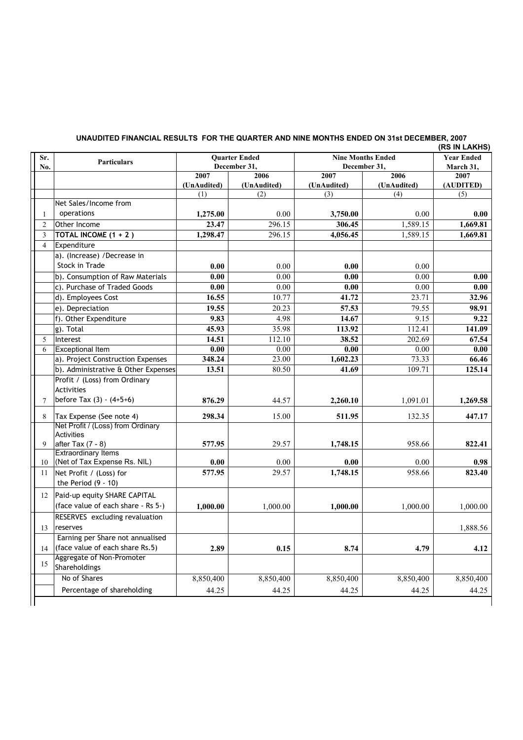## UNAUDITED FINANCIAL RESULTS FOR THE QUARTER AND NINE MONTHS ENDED ON 31st DECEMBER, 2007

**(RS IN LAKHS)**

| Sr. No. | Particulars | Quarter Ended December 31, | | Nine Months Ended December 31, | | Year Ended March 31, |
|---|---|---|---|---|---|---|
| | | 2007 (UnAudited) | 2006 (UnAudited) | 2007 (UnAudited) | 2006 (UnAudited) | 2007 (AUDITED) |
| | | (1) | (2) | (3) | (4) | (5) |
| 1 | Net Sales/Income from operations | **1,275.00** | 0.00 | **3,750.00** | 0.00 | **0.00** |
| 2 | Other Income | **23.47** | 296.15 | **306.45** | 1,589.15 | **1,669.81** |
| 3 | **TOTAL INCOME (1 + 2 )** | **1,298.47** | 296.15 | **4,056.45** | 1,589.15 | **1,669.81** |
| 4 | Expenditure | | | | | |
| | a). (Increase) /Decrease in Stock in Trade | **0.00** | 0.00 | **0.00** | 0.00 | |
| | b). Consumption of Raw Materials | **0.00** | 0.00 | **0.00** | 0.00 | **0.00** |
| | c). Purchase of Traded Goods | **0.00** | 0.00 | **0.00** | 0.00 | **0.00** |
| | d). Employees Cost | **16.55** | 10.77 | **41.72** | 23.71 | **32.96** |
| | e). Depreciation | **19.55** | 20.23 | **57.53** | 79.55 | **98.91** |
| | f). Other Expenditure | **9.83** | 4.98 | **14.67** | 9.15 | **9.22** |
| | g). Total | **45.93** | 35.98 | **113.92** | 112.41 | **141.09** |
| 5 | Interest | **14.51** | 112.10 | **38.52** | 202.69 | **67.54** |
| 6 | Exceptional Item | **0.00** | 0.00 | **0.00** | 0.00 | **0.00** |
| | a). Project Construction Expenses | **348.24** | 23.00 | **1,602.23** | 73.33 | **66.46** |
| | b). Administrative & Other Expenses | **13.51** | 80.50 | **41.69** | 109.71 | **125.14** |
| 7 | Profit / (Loss) from Ordinary Activities before Tax (3) - (4+5+6) | **876.29** | 44.57 | **2,260.10** | 1,091.01 | **1,269.58** |
| 8 | Tax Expense (See note 4) | **298.34** | 15.00 | **511.95** | 132.35 | **447.17** |
| 9 | Net Profit / (Loss) from Ordinary Activities after Tax (7 - 8) | **577.95** | 29.57 | **1,748.15** | 958.66 | **822.41** |
| 10 | Extraordinary Items (Net of Tax Expense Rs. NIL) | **0.00** | 0.00 | **0.00** | 0.00 | **0.98** |
| 11 | Net Profit / (Loss) for the Period (9 - 10) | **577.95** | 29.57 | **1,748.15** | 958.66 | **823.40** |
| 12 | Paid-up equity SHARE CAPITAL (face value of each share - Rs 5-) | **1,000.00** | 1,000.00 | **1,000.00** | 1,000.00 | 1,000.00 |
| 13 | RESERVES excluding revaluation reserves | | | | | 1,888.56 |
| 14 | Earning per Share not annualised (face value of each share Rs.5) | **2.89** | **0.15** | **8.74** | **4.79** | **4.12** |
| 15 | Aggregate of Non-Promoter Shareholdings | | | | | |
| | No of Shares | 8,850,400 | 8,850,400 | 8,850,400 | 8,850,400 | 8,850,400 |
| | Percentage of shareholding | 44.25 | 44.25 | 44.25 | 44.25 | 44.25 |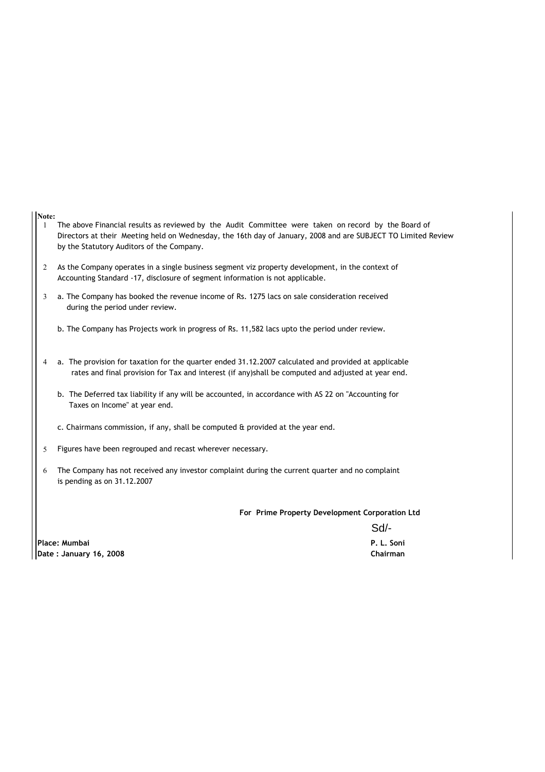**Note:**

1. The above Financial results as reviewed by the Audit Committee were taken on record by the Board of Directors at their Meeting held on Wednesday, the 16th day of January, 2008 and are SUBJECT TO Limited Review by the Statutory Auditors of the Company.

2. As the Company operates in a single business segment viz property development, in the context of Accounting Standard -17, disclosure of segment information is not applicable.

3. a. The Company has booked the revenue income of Rs. 1275 lacs on sale consideration received during the period under review.

   b. The Company has Projects work in progress of Rs. 11,582 lacs upto the period under review.

4. a. The provision for taxation for the quarter ended 31.12.2007 calculated and provided at applicable rates and final provision for Tax and interest (if any)shall be computed and adjusted at year end.

   b. The Deferred tax liability if any will be accounted, in accordance with AS 22 on "Accounting for Taxes on Income" at year end.

   c. Chairmans commission, if any, shall be computed & provided at the year end.

5. Figures have been regrouped and recast wherever necessary.

6. The Company has not received any investor complaint during the current quarter and no complaint is pending as on 31.12.2007

**For Prime Property Development Corporation Ltd**

Sd/-

**P. L. Soni**
**Chairman**

**Place: Mumbai**
**Date : January 16, 2008**